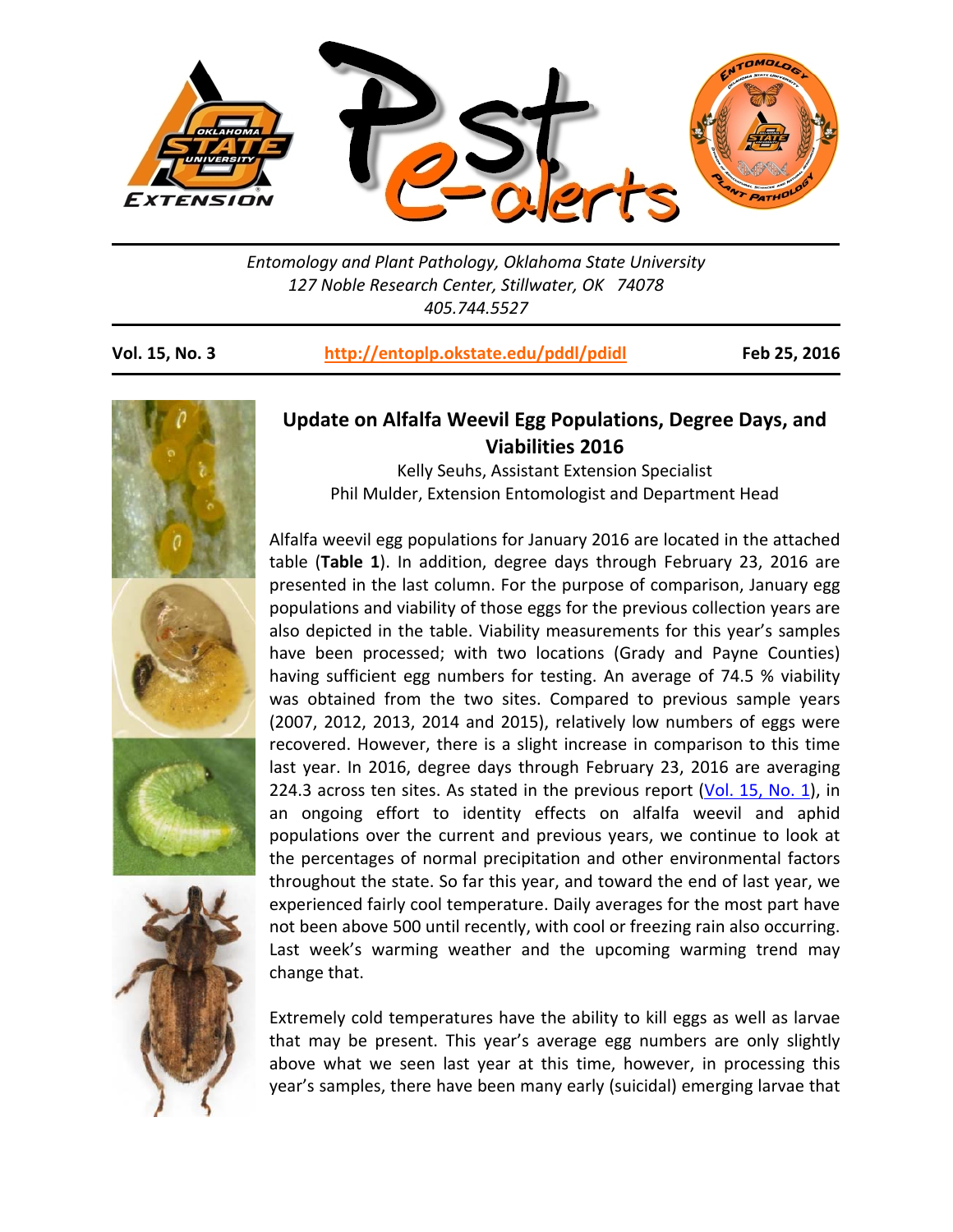Entomology and Plant Pathology, Oklahoma State University
127 Noble Research Center, Stillwater, OK 74078
405.744.5527

**Vol. 15, No. 3** **http://entoplp.okstate.edu/pddl/pdidl** **Feb 25, 2016**

## Update on Alfalfa Weevil Egg Populations, Degree Days, and Viabilities 2016

Kelly Seuhs, Assistant Extension Specialist
Phil Mulder, Extension Entomologist and Department Head

Alfalfa weevil egg populations for January 2016 are located in the attached table (**Table 1**). In addition, degree days through February 23, 2016 are presented in the last column. For the purpose of comparison, January egg populations and viability of those eggs for the previous collection years are also depicted in the table. Viability measurements for this year's samples have been processed; with two locations (Grady and Payne Counties) having sufficient egg numbers for testing. An average of 74.5 % viability was obtained from the two sites. Compared to previous sample years (2007, 2012, 2013, 2014 and 2015), relatively low numbers of eggs were recovered. However, there is a slight increase in comparison to this time last year. In 2016, degree days through February 23, 2016 are averaging 224.3 across ten sites. As stated in the previous report (Vol. 15, No. 1), in an ongoing effort to identity effects on alfalfa weevil and aphid populations over the current and previous years, we continue to look at the percentages of normal precipitation and other environmental factors throughout the state. So far this year, and toward the end of last year, we experienced fairly cool temperature. Daily averages for the most part have not been above 500 until recently, with cool or freezing rain also occurring. Last week's warming weather and the upcoming warming trend may change that.

Extremely cold temperatures have the ability to kill eggs as well as larvae that may be present. This year's average egg numbers are only slightly above what we seen last year at this time, however, in processing this year's samples, there have been many early (suicidal) emerging larvae that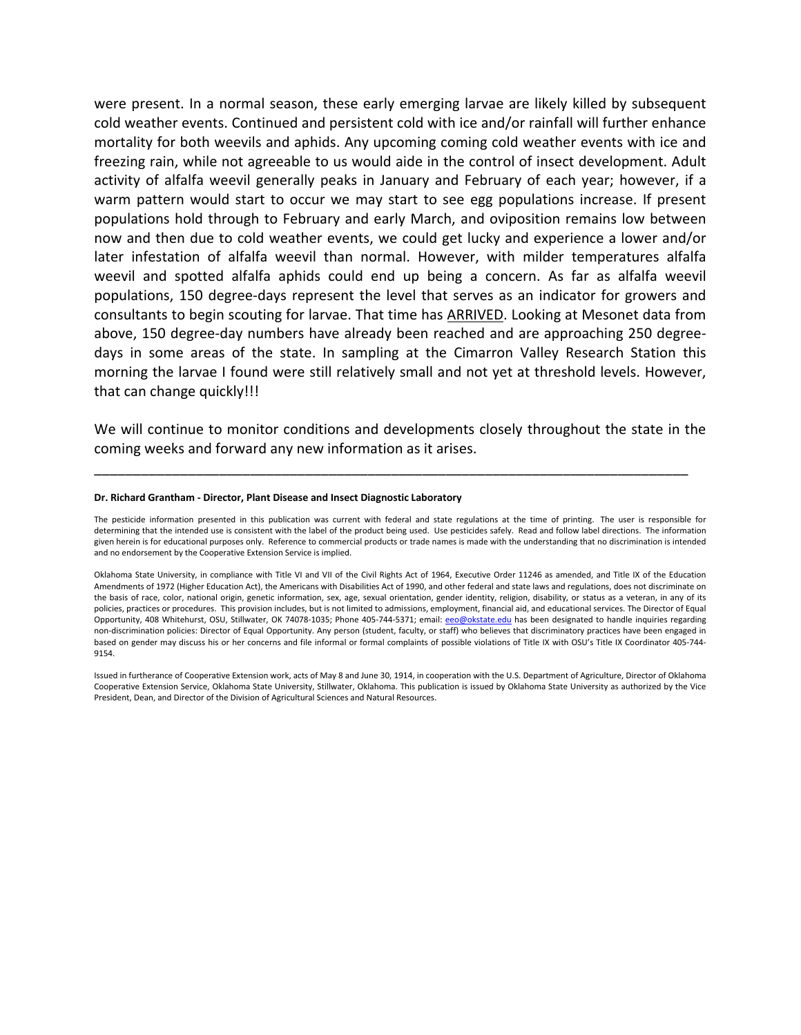were present. In a normal season, these early emerging larvae are likely killed by subsequent cold weather events. Continued and persistent cold with ice and/or rainfall will further enhance mortality for both weevils and aphids. Any upcoming coming cold weather events with ice and freezing rain, while not agreeable to us would aide in the control of insect development. Adult activity of alfalfa weevil generally peaks in January and February of each year; however, if a warm pattern would start to occur we may start to see egg populations increase. If present populations hold through to February and early March, and oviposition remains low between now and then due to cold weather events, we could get lucky and experience a lower and/or later infestation of alfalfa weevil than normal. However, with milder temperatures alfalfa weevil and spotted alfalfa aphids could end up being a concern. As far as alfalfa weevil populations, 150 degree-days represent the level that serves as an indicator for growers and consultants to begin scouting for larvae. That time has <u>ARRIVED</u>. Looking at Mesonet data from above, 150 degree-day numbers have already been reached and are approaching 250 degree-days in some areas of the state. In sampling at the Cimarron Valley Research Station this morning the larvae I found were still relatively small and not yet at threshold levels. However, that can change quickly!!!

We will continue to monitor conditions and developments closely throughout the state in the coming weeks and forward any new information as it arises.

---

**Dr. Richard Grantham - Director, Plant Disease and Insect Diagnostic Laboratory**

The pesticide information presented in this publication was current with federal and state regulations at the time of printing. The user is responsible for determining that the intended use is consistent with the label of the product being used. Use pesticides safely. Read and follow label directions. The information given herein is for educational purposes only. Reference to commercial products or trade names is made with the understanding that no discrimination is intended and no endorsement by the Cooperative Extension Service is implied.

Oklahoma State University, in compliance with Title VI and VII of the Civil Rights Act of 1964, Executive Order 11246 as amended, and Title IX of the Education Amendments of 1972 (Higher Education Act), the Americans with Disabilities Act of 1990, and other federal and state laws and regulations, does not discriminate on the basis of race, color, national origin, genetic information, sex, age, sexual orientation, gender identity, religion, disability, or status as a veteran, in any of its policies, practices or procedures. This provision includes, but is not limited to admissions, employment, financial aid, and educational services. The Director of Equal Opportunity, 408 Whitehurst, OSU, Stillwater, OK 74078-1035; Phone 405-744-5371; email: eeo@okstate.edu has been designated to handle inquiries regarding non-discrimination policies: Director of Equal Opportunity. Any person (student, faculty, or staff) who believes that discriminatory practices have been engaged in based on gender may discuss his or her concerns and file informal or formal complaints of possible violations of Title IX with OSU's Title IX Coordinator 405-744-9154.

Issued in furtherance of Cooperative Extension work, acts of May 8 and June 30, 1914, in cooperation with the U.S. Department of Agriculture, Director of Oklahoma Cooperative Extension Service, Oklahoma State University, Stillwater, Oklahoma. This publication is issued by Oklahoma State University as authorized by the Vice President, Dean, and Director of the Division of Agricultural Sciences and Natural Resources.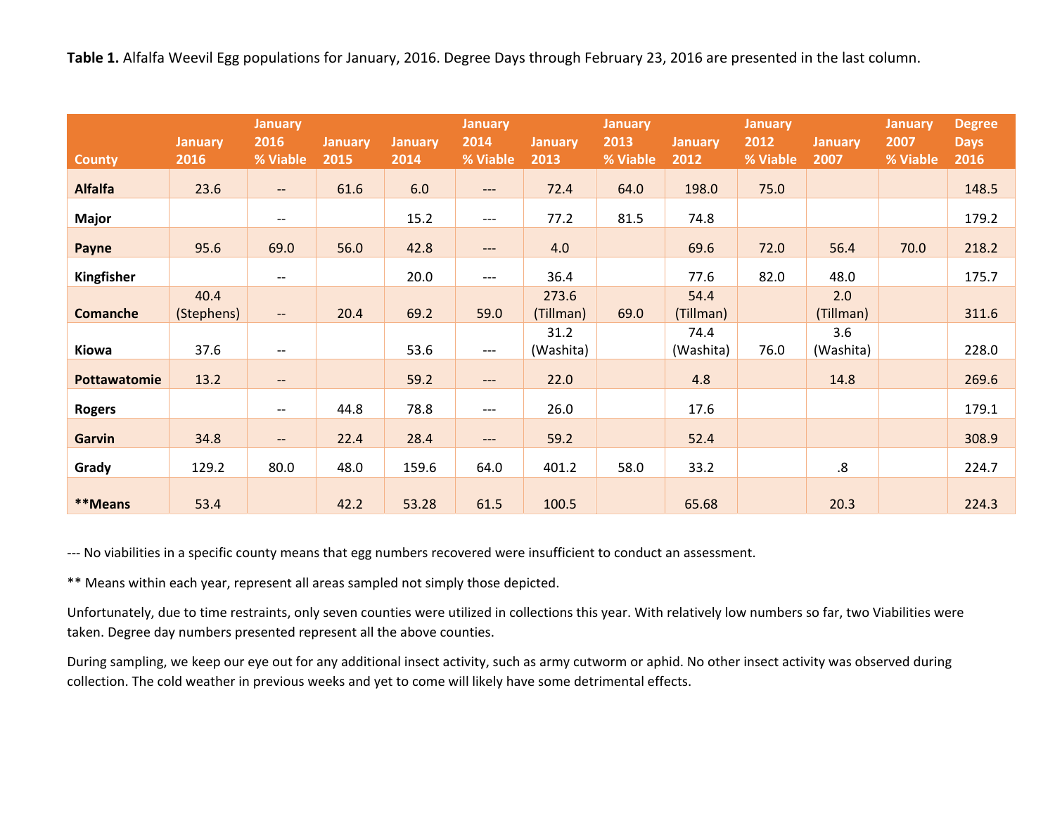**Table 1.** Alfalfa Weevil Egg populations for January, 2016. Degree Days through February 23, 2016 are presented in the last column.

| County | January 2016 | January 2016 % Viable | January 2015 | January 2014 | January 2014 % Viable | January 2013 | January 2013 % Viable | January 2012 | January 2012 % Viable | January 2007 | January 2007 % Viable | Degree Days 2016 |
|---|---|---|---|---|---|---|---|---|---|---|---|---|
| **Alfalfa** | 23.6 | -- | 61.6 | 6.0 | --- | 72.4 | 64.0 | 198.0 | 75.0 | | | 148.5 |
| **Major** | | -- | | 15.2 | --- | 77.2 | 81.5 | 74.8 | | | | 179.2 |
| **Payne** | 95.6 | 69.0 | 56.0 | 42.8 | --- | 4.0 | | 69.6 | 72.0 | 56.4 | 70.0 | 218.2 |
| **Kingfisher** | | -- | | 20.0 | --- | 36.4 | | 77.6 | 82.0 | 48.0 | | 175.7 |
| **Comanche** | 40.4 (Stephens) | -- | 20.4 | 69.2 | 59.0 | 273.6 (Tillman) | 69.0 | 54.4 (Tillman) | | 2.0 (Tillman) | | 311.6 |
| **Kiowa** | 37.6 | -- | | 53.6 | --- | 31.2 (Washita) | | 74.4 (Washita) | 76.0 | 3.6 (Washita) | | 228.0 |
| **Pottawatomie** | 13.2 | -- | | 59.2 | --- | 22.0 | | 4.8 | | 14.8 | | 269.6 |
| **Rogers** | | -- | 44.8 | 78.8 | --- | 26.0 | | 17.6 | | | | 179.1 |
| **Garvin** | 34.8 | -- | 22.4 | 28.4 | --- | 59.2 | | 52.4 | | | | 308.9 |
| **Grady** | 129.2 | 80.0 | 48.0 | 159.6 | 64.0 | 401.2 | 58.0 | 33.2 | | .8 | | 224.7 |
| **\*\*Means** | 53.4 | | 42.2 | 53.28 | 61.5 | 100.5 | | 65.68 | | 20.3 | | 224.3 |

--- No viabilities in a specific county means that egg numbers recovered were insufficient to conduct an assessment.

** Means within each year, represent all areas sampled not simply those depicted.

Unfortunately, due to time restraints, only seven counties were utilized in collections this year. With relatively low numbers so far, two Viabilities were taken. Degree day numbers presented represent all the above counties.

During sampling, we keep our eye out for any additional insect activity, such as army cutworm or aphid. No other insect activity was observed during collection. The cold weather in previous weeks and yet to come will likely have some detrimental effects.